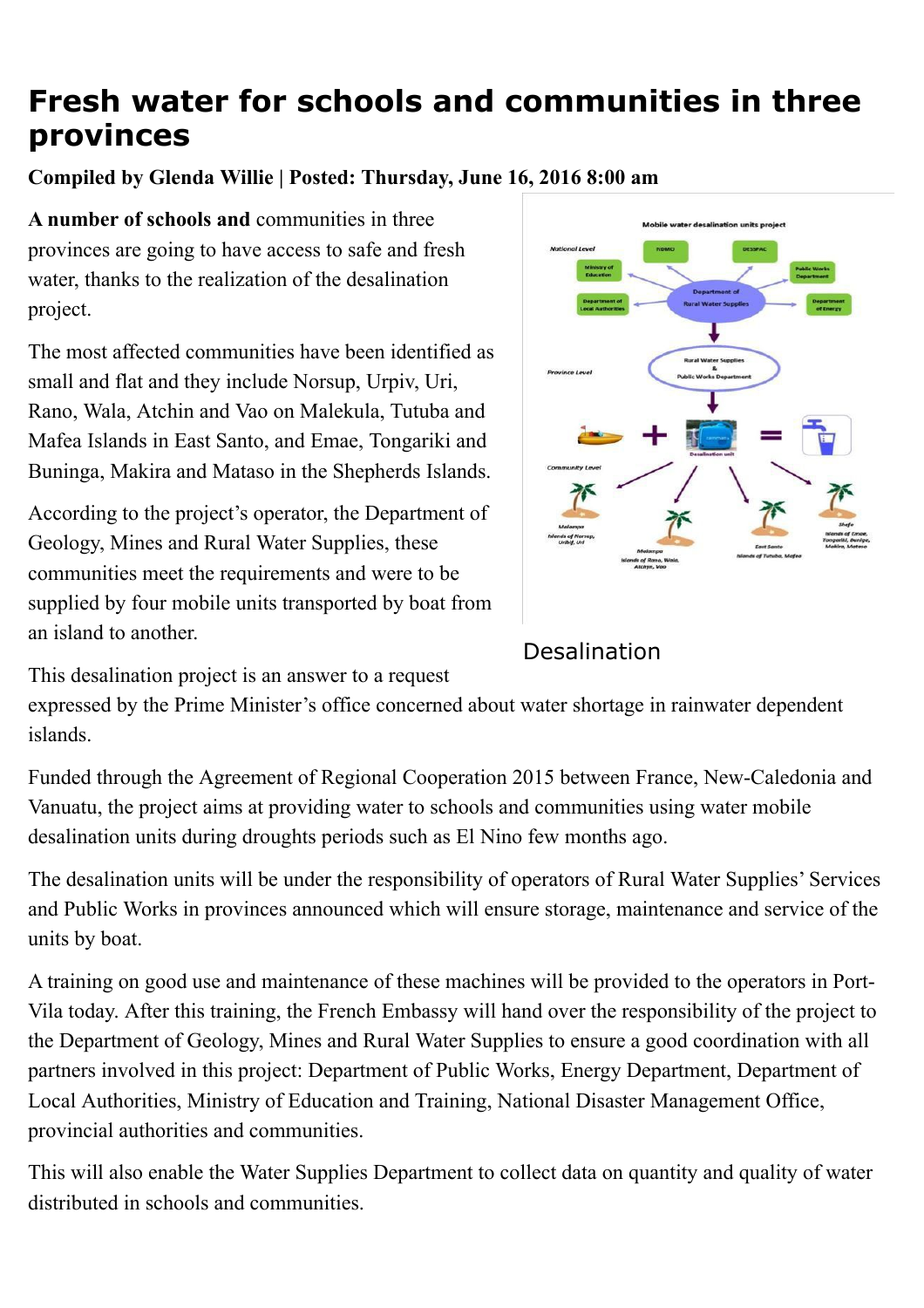# Fresh water for schools and communities in three provinces

**Compiled by Glenda Willie | Posted: Thursday, June 16, 2016 8:00 am**

**A number of schools and** communities in three provinces are going to have access to safe and fresh water, thanks to the realization of the desalination project.

The most affected communities have been identified as small and flat and they include Norsup, Urpiv, Uri, Rano, Wala, Atchin and Vao on Malekula, Tutuba and Mafea Islands in East Santo, and Emae, Tongariki and Buninga, Makira and Mataso in the Shepherds Islands.

According to the project's operator, the Department of Geology, Mines and Rural Water Supplies, these communities meet the requirements and were to be supplied by four mobile units transported by boat from an island to another.

Desalination

This desalination project is an answer to a request expressed by the Prime Minister's office concerned about water shortage in rainwater dependent islands.

Funded through the Agreement of Regional Cooperation 2015 between France, New-Caledonia and Vanuatu, the project aims at providing water to schools and communities using water mobile desalination units during droughts periods such as El Nino few months ago.

The desalination units will be under the responsibility of operators of Rural Water Supplies' Services and Public Works in provinces announced which will ensure storage, maintenance and service of the units by boat.

A training on good use and maintenance of these machines will be provided to the operators in Port-Vila today. After this training, the French Embassy will hand over the responsibility of the project to the Department of Geology, Mines and Rural Water Supplies to ensure a good coordination with all partners involved in this project: Department of Public Works, Energy Department, Department of Local Authorities, Ministry of Education and Training, National Disaster Management Office, provincial authorities and communities.

This will also enable the Water Supplies Department to collect data on quantity and quality of water distributed in schools and communities.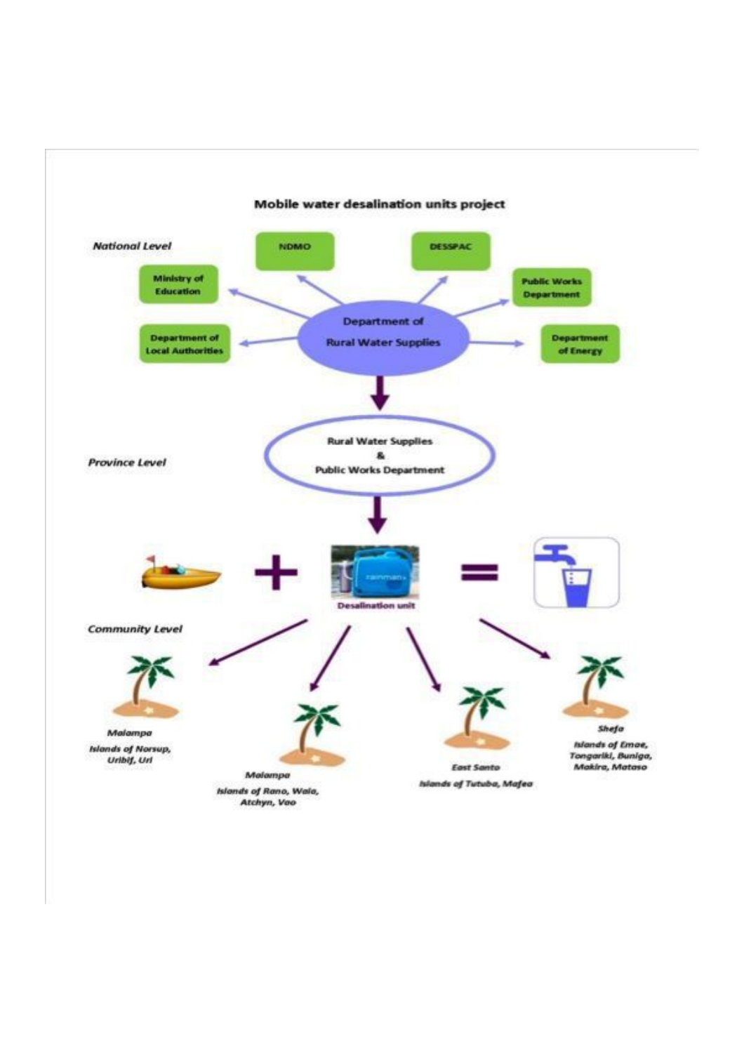Mobile water desalination units project

*National Level*

NDMO

DESSPAC

Ministry of Education

Public Works Department

Department of Local Authorities

Department of Rural Water Supplies

Department of Energy

*Province Level*

Rural Water Supplies & Public Works Department

Desalination unit

*Community Level*

*Malampa*
*Islands of Norsup, Uribif, Uri*

*Malampa*
*Islands of Rano, Wala, Atchyn, Vao*

*East Santo*
*Islands of Tutuba, Mafea*

*Shefa*
*Islands of Emae, Tongariki, Buniga, Makira, Mataso*